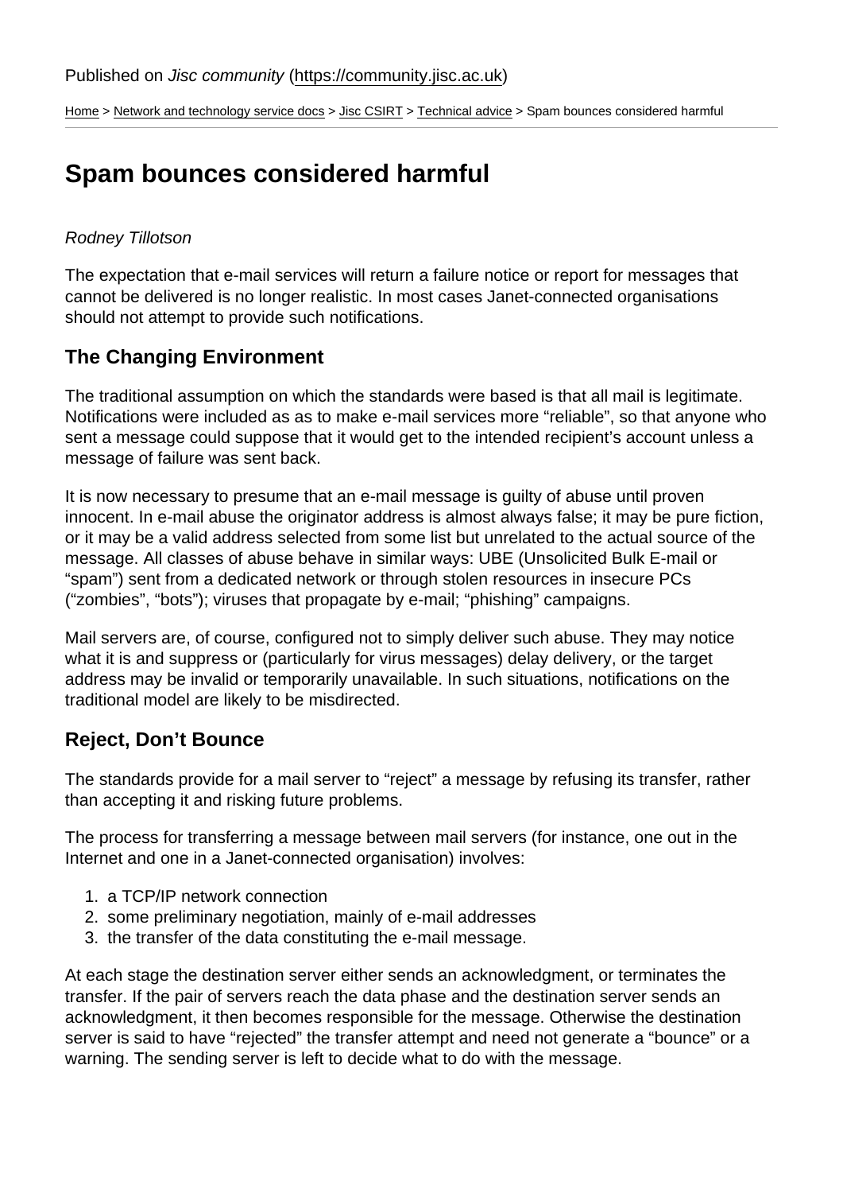Published on *Jisc community* (https://community.jisc.ac.uk)

Home > Network and technology service docs > Jisc CSIRT > Technical advice > Spam bounces considered harmful

# Spam bounces considered harmful

*Rodney Tillotson*

The expectation that e-mail services will return a failure notice or report for messages that cannot be delivered is no longer realistic. In most cases Janet-connected organisations should not attempt to provide such notifications.

## The Changing Environment

The traditional assumption on which the standards were based is that all mail is legitimate. Notifications were included as as to make e-mail services more "reliable", so that anyone who sent a message could suppose that it would get to the intended recipient's account unless a message of failure was sent back.

It is now necessary to presume that an e-mail message is guilty of abuse until proven innocent. In e-mail abuse the originator address is almost always false; it may be pure fiction, or it may be a valid address selected from some list but unrelated to the actual source of the message. All classes of abuse behave in similar ways: UBE (Unsolicited Bulk E-mail or "spam") sent from a dedicated network or through stolen resources in insecure PCs ("zombies", "bots"); viruses that propagate by e-mail; "phishing" campaigns.

Mail servers are, of course, configured not to simply deliver such abuse. They may notice what it is and suppress or (particularly for virus messages) delay delivery, or the target address may be invalid or temporarily unavailable. In such situations, notifications on the traditional model are likely to be misdirected.

## Reject, Don't Bounce

The standards provide for a mail server to "reject" a message by refusing its transfer, rather than accepting it and risking future problems.

The process for transferring a message between mail servers (for instance, one out in the Internet and one in a Janet-connected organisation) involves:

1. a TCP/IP network connection
2. some preliminary negotiation, mainly of e-mail addresses
3. the transfer of the data constituting the e-mail message.

At each stage the destination server either sends an acknowledgment, or terminates the transfer. If the pair of servers reach the data phase and the destination server sends an acknowledgment, it then becomes responsible for the message. Otherwise the destination server is said to have "rejected" the transfer attempt and need not generate a "bounce" or a warning. The sending server is left to decide what to do with the message.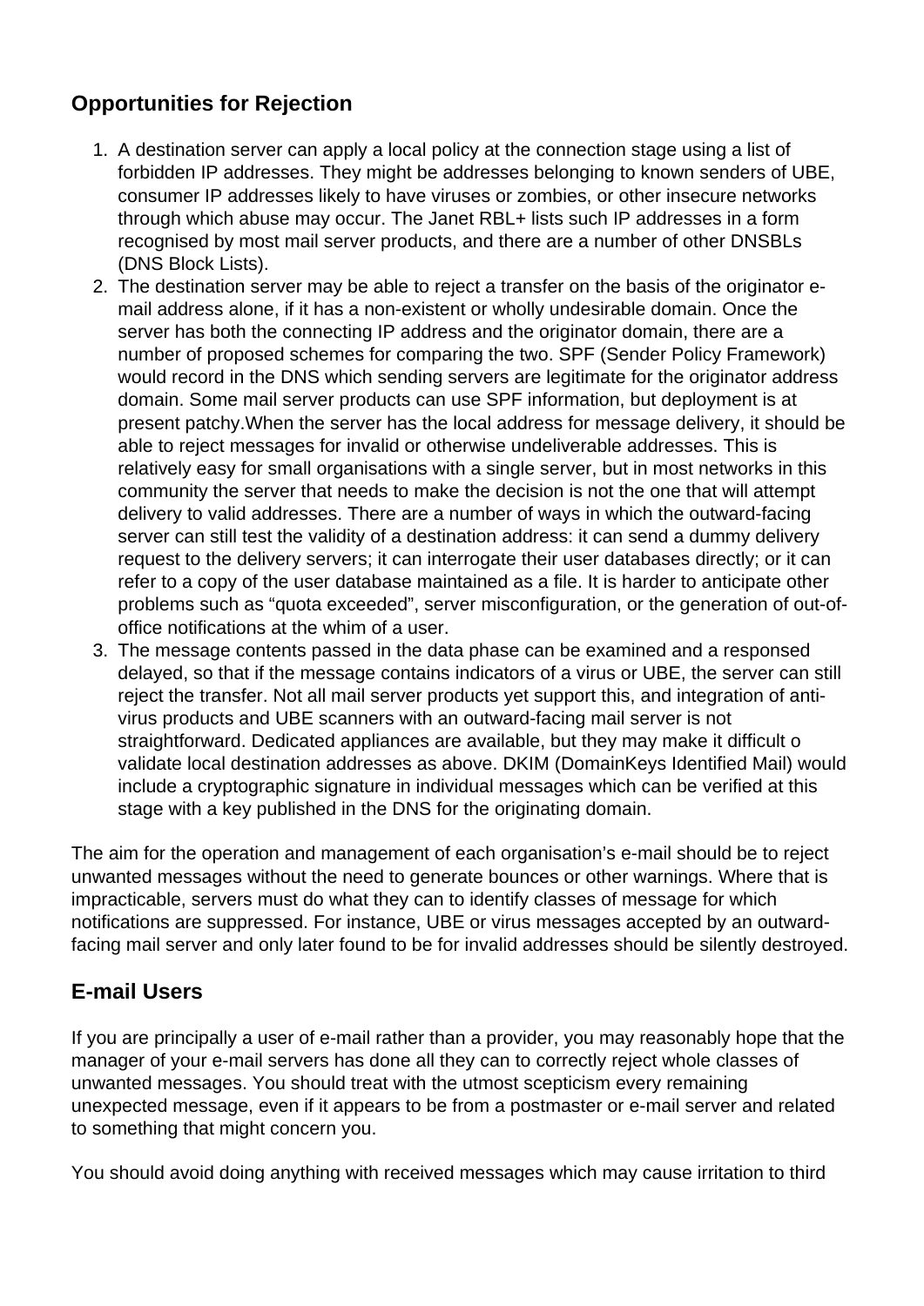## Opportunities for Rejection

1. A destination server can apply a local policy at the connection stage using a list of forbidden IP addresses. They might be addresses belonging to known senders of UBE, consumer IP addresses likely to have viruses or zombies, or other insecure networks through which abuse may occur. The Janet RBL+ lists such IP addresses in a form recognised by most mail server products, and there are a number of other DNSBLs (DNS Block Lists).
2. The destination server may be able to reject a transfer on the basis of the originator e-mail address alone, if it has a non-existent or wholly undesirable domain. Once the server has both the connecting IP address and the originator domain, there are a number of proposed schemes for comparing the two. SPF (Sender Policy Framework) would record in the DNS which sending servers are legitimate for the originator address domain. Some mail server products can use SPF information, but deployment is at present patchy.When the server has the local address for message delivery, it should be able to reject messages for invalid or otherwise undeliverable addresses. This is relatively easy for small organisations with a single server, but in most networks in this community the server that needs to make the decision is not the one that will attempt delivery to valid addresses. There are a number of ways in which the outward-facing server can still test the validity of a destination address: it can send a dummy delivery request to the delivery servers; it can interrogate their user databases directly; or it can refer to a copy of the user database maintained as a file. It is harder to anticipate other problems such as “quota exceeded”, server misconfiguration, or the generation of out-of-office notifications at the whim of a user.
3. The message contents passed in the data phase can be examined and a responsed delayed, so that if the message contains indicators of a virus or UBE, the server can still reject the transfer. Not all mail server products yet support this, and integration of anti-virus products and UBE scanners with an outward-facing mail server is not straightforward. Dedicated appliances are available, but they may make it difficult o validate local destination addresses as above. DKIM (DomainKeys Identified Mail) would include a cryptographic signature in individual messages which can be verified at this stage with a key published in the DNS for the originating domain.

The aim for the operation and management of each organisation’s e-mail should be to reject unwanted messages without the need to generate bounces or other warnings. Where that is impracticable, servers must do what they can to identify classes of message for which notifications are suppressed. For instance, UBE or virus messages accepted by an outward-facing mail server and only later found to be for invalid addresses should be silently destroyed.

## E-mail Users

If you are principally a user of e-mail rather than a provider, you may reasonably hope that the manager of your e-mail servers has done all they can to correctly reject whole classes of unwanted messages. You should treat with the utmost scepticism every remaining unexpected message, even if it appears to be from a postmaster or e-mail server and related to something that might concern you.

You should avoid doing anything with received messages which may cause irritation to third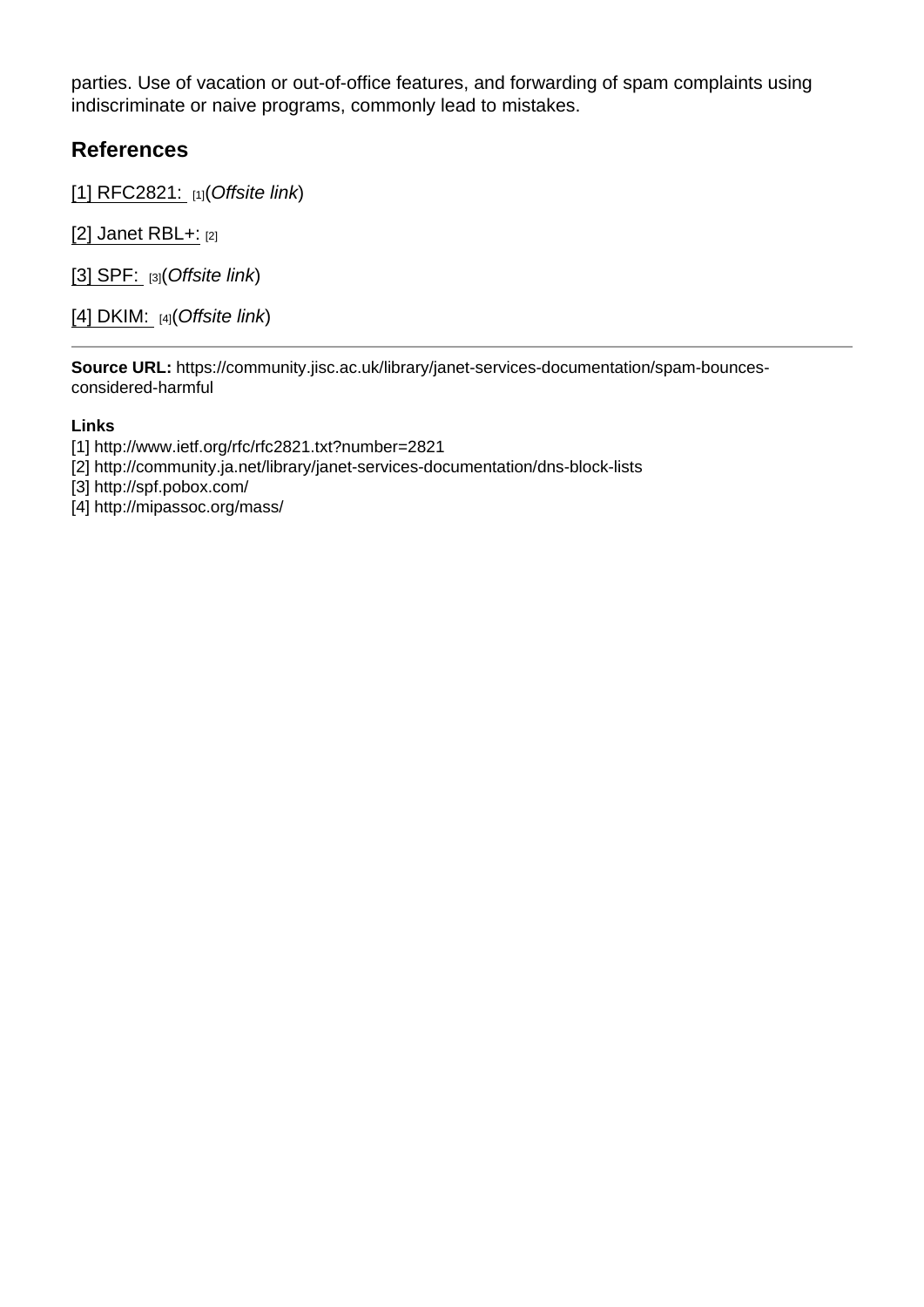parties. Use of vacation or out-of-office features, and forwarding of spam complaints using indiscriminate or naive programs, commonly lead to mistakes.

## References

[1] RFC2821: [1](*Offsite link*)

[2] Janet RBL+: [2]

[3] SPF: [3](*Offsite link*)

[4] DKIM: [4](*Offsite link*)

---

**Source URL:** https://community.jisc.ac.uk/library/janet-services-documentation/spam-bounces-considered-harmful

**Links**
[1] http://www.ietf.org/rfc/rfc2821.txt?number=2821
[2] http://community.ja.net/library/janet-services-documentation/dns-block-lists
[3] http://spf.pobox.com/
[4] http://mipassoc.org/mass/